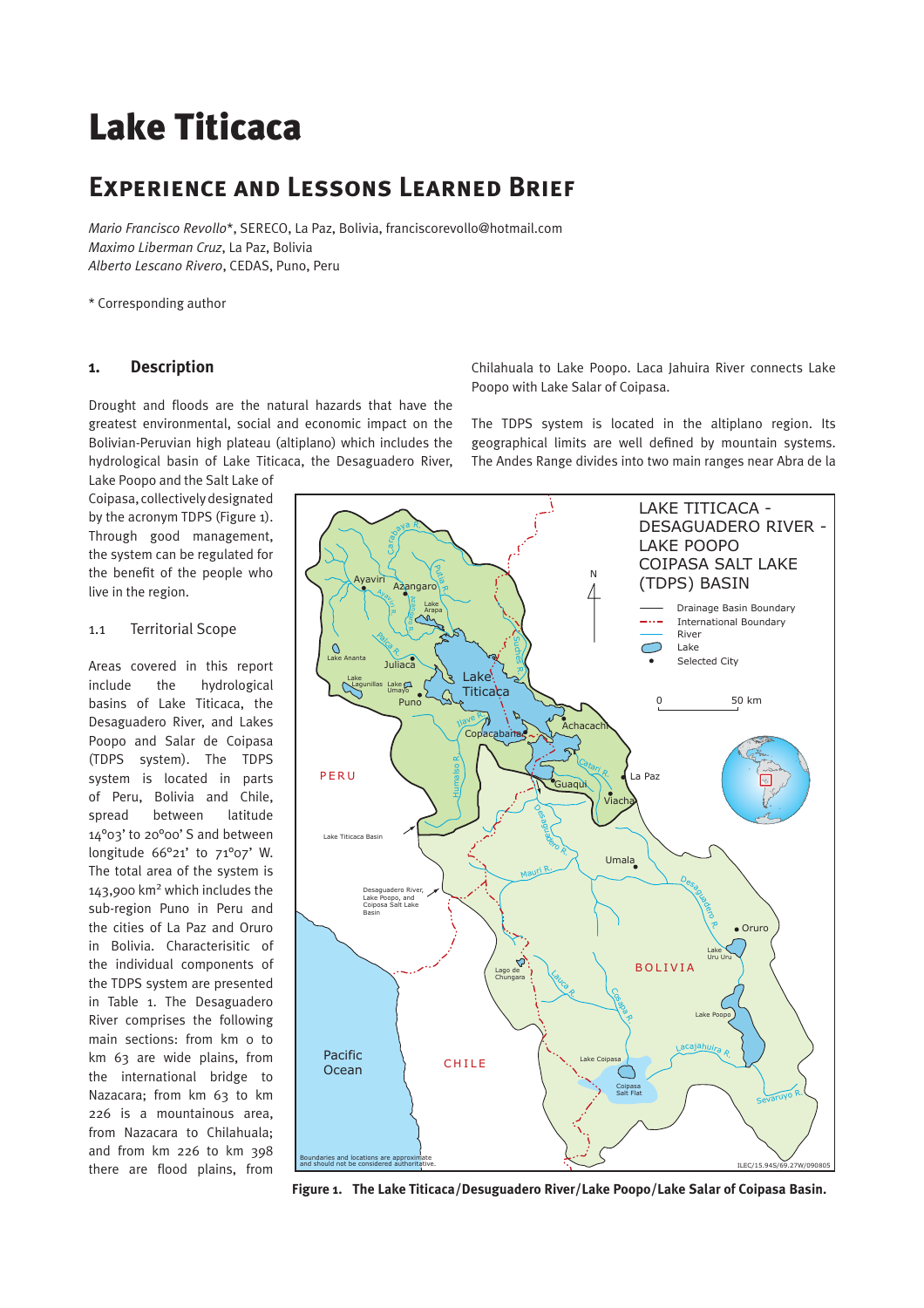# Lake Titicaca

## Experience and Lessons Learned Brief

*Mario Francisco Revollo*\*, SERECO, La Paz, Bolivia, franciscorevollo@hotmail.com
*Maximo Liberman Cruz*, La Paz, Bolivia
*Alberto Lescano Rivero*, CEDAS, Puno, Peru

\* Corresponding author

### 1. Description

Drought and floods are the natural hazards that have the greatest environmental, social and economic impact on the Bolivian-Peruvian high plateau (altiplano) which includes the hydrological basin of Lake Titicaca, the Desaguadero River, Lake Poopo and the Salt Lake of Coipasa, collectively designated by the acronym TDPS (Figure 1). Through good management, the system can be regulated for the benefit of the people who live in the region.

#### 1.1 Territorial Scope

Areas covered in this report include the hydrological basins of Lake Titicaca, the Desaguadero River, and Lakes Poopo and Salar de Coipasa (TDPS system). The TDPS system is located in parts of Peru, Bolivia and Chile, spread between latitude 14°03' to 20°00' S and between longitude 66°21' to 71°07' W. The total area of the system is 143,900 km² which includes the sub-region Puno in Peru and the cities of La Paz and Oruro in Bolivia. Characterisitic of the individual components of the TDPS system are presented in Table 1. The Desaguadero River comprises the following main sections: from km 0 to km 63 are wide plains, from the international bridge to Nazacara; from km 63 to km 226 is a mountainous area, from Nazacara to Chilahuala; and from km 226 to km 398 there are flood plains, from Chilahuala to Lake Poopo. Laca Jahuira River connects Lake Poopo with Lake Salar of Coipasa.

The TDPS system is located in the altiplano region. Its geographical limits are well defined by mountain systems. The Andes Range divides into two main ranges near Abra de la

**Figure 1. The Lake Titicaca/Desuguadero River/Lake Poopo/Lake Salar of Coipasa Basin.**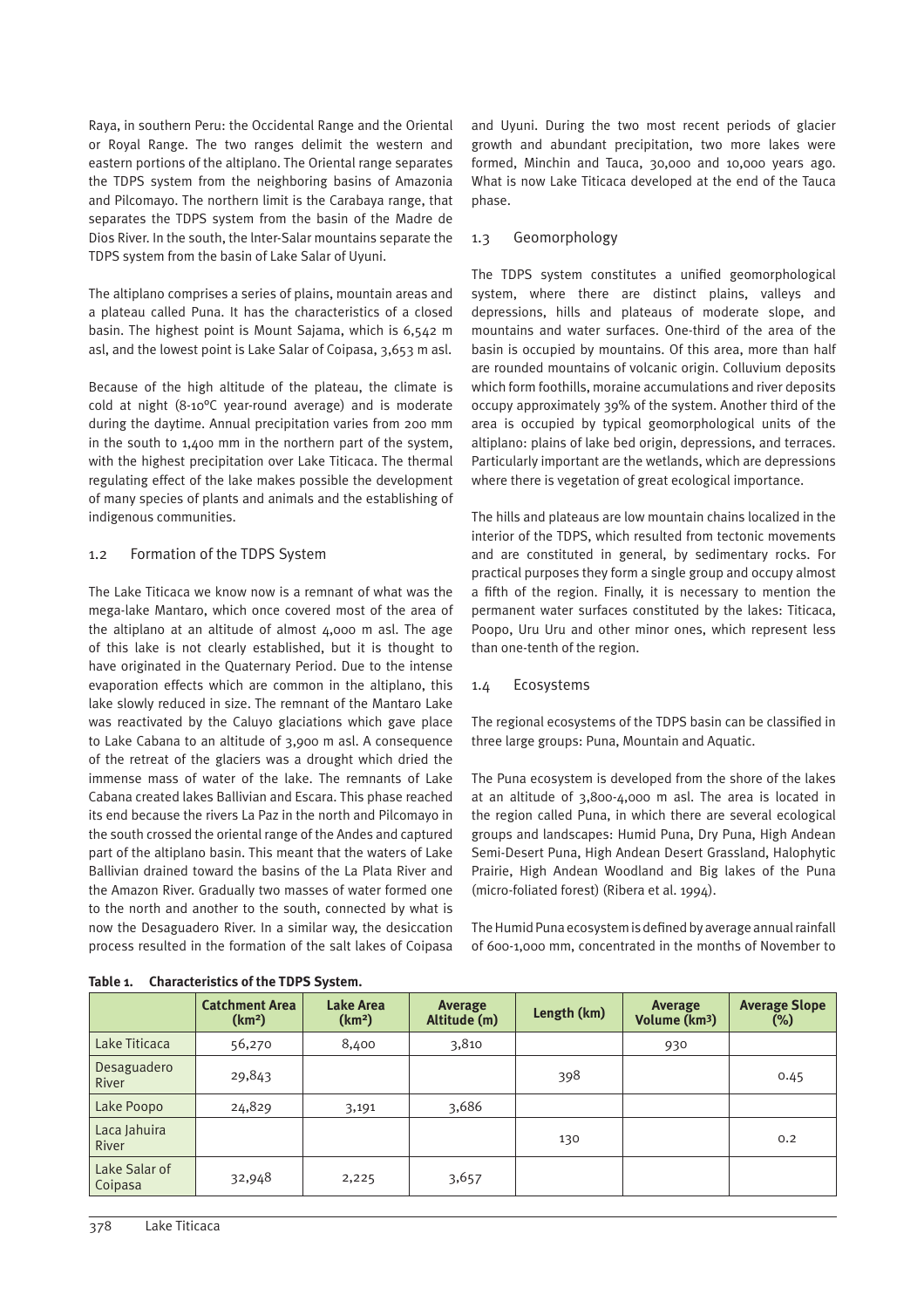Raya, in southern Peru: the Occidental Range and the Oriental or Royal Range. The two ranges delimit the western and eastern portions of the altiplano. The Oriental range separates the TDPS system from the neighboring basins of Amazonia and Pilcomayo. The northern limit is the Carabaya range, that separates the TDPS system from the basin of the Madre de Dios River. In the south, the Inter-Salar mountains separate the TDPS system from the basin of Lake Salar of Uyuni.

The altiplano comprises a series of plains, mountain areas and a plateau called Puna. It has the characteristics of a closed basin. The highest point is Mount Sajama, which is 6,542 m asl, and the lowest point is Lake Salar of Coipasa, 3,653 m asl.

Because of the high altitude of the plateau, the climate is cold at night (8-10°C year-round average) and is moderate during the daytime. Annual precipitation varies from 200 mm in the south to 1,400 mm in the northern part of the system, with the highest precipitation over Lake Titicaca. The thermal regulating effect of the lake makes possible the development of many species of plants and animals and the establishing of indigenous communities.

## 1.2 Formation of the TDPS System

The Lake Titicaca we know now is a remnant of what was the mega-lake Mantaro, which once covered most of the area of the altiplano at an altitude of almost 4,000 m asl. The age of this lake is not clearly established, but it is thought to have originated in the Quaternary Period. Due to the intense evaporation effects which are common in the altiplano, this lake slowly reduced in size. The remnant of the Mantaro Lake was reactivated by the Caluyo glaciations which gave place to Lake Cabana to an altitude of 3,900 m asl. A consequence of the retreat of the glaciers was a drought which dried the immense mass of water of the lake. The remnants of Lake Cabana created lakes Ballivian and Escara. This phase reached its end because the rivers La Paz in the north and Pilcomayo in the south crossed the oriental range of the Andes and captured part of the altiplano basin. This meant that the waters of Lake Ballivian drained toward the basins of the La Plata River and the Amazon River. Gradually two masses of water formed one to the north and another to the south, connected by what is now the Desaguadero River. In a similar way, the desiccation process resulted in the formation of the salt lakes of Coipasa and Uyuni. During the two most recent periods of glacier growth and abundant precipitation, two more lakes were formed, Minchin and Tauca, 30,000 and 10,000 years ago. What is now Lake Titicaca developed at the end of the Tauca phase.

## 1.3 Geomorphology

The TDPS system constitutes a unified geomorphological system, where there are distinct plains, valleys and depressions, hills and plateaus of moderate slope, and mountains and water surfaces. One-third of the area of the basin is occupied by mountains. Of this area, more than half are rounded mountains of volcanic origin. Colluvium deposits which form foothills, moraine accumulations and river deposits occupy approximately 39% of the system. Another third of the area is occupied by typical geomorphological units of the altiplano: plains of lake bed origin, depressions, and terraces. Particularly important are the wetlands, which are depressions where there is vegetation of great ecological importance.

The hills and plateaus are low mountain chains localized in the interior of the TDPS, which resulted from tectonic movements and are constituted in general, by sedimentary rocks. For practical purposes they form a single group and occupy almost a fifth of the region. Finally, it is necessary to mention the permanent water surfaces constituted by the lakes: Titicaca, Poopo, Uru Uru and other minor ones, which represent less than one-tenth of the region.

## 1.4 Ecosystems

The regional ecosystems of the TDPS basin can be classified in three large groups: Puna, Mountain and Aquatic.

The Puna ecosystem is developed from the shore of the lakes at an altitude of 3,800-4,000 m asl. The area is located in the region called Puna, in which there are several ecological groups and landscapes: Humid Puna, Dry Puna, High Andean Semi-Desert Puna, High Andean Desert Grassland, Halophytic Prairie, High Andean Woodland and Big lakes of the Puna (micro-foliated forest) (Ribera et al. 1994).

The Humid Puna ecosystem is defined by average annual rainfall of 600-1,000 mm, concentrated in the months of November to

**Table 1. Characteristics of the TDPS System.**

| | Catchment Area (km²) | Lake Area (km²) | Average Altitude (m) | Length (km) | Average Volume (km³) | Average Slope (%) |
|---|---|---|---|---|---|---|
| Lake Titicaca | 56,270 | 8,400 | 3,810 | | 930 | |
| Desaguadero River | 29,843 | | | 398 | | 0.45 |
| Lake Poopo | 24,829 | 3,191 | 3,686 | | | |
| Laca Jahuira River | | | | 130 | | 0.2 |
| Lake Salar of Coipasa | 32,948 | 2,225 | 3,657 | | | |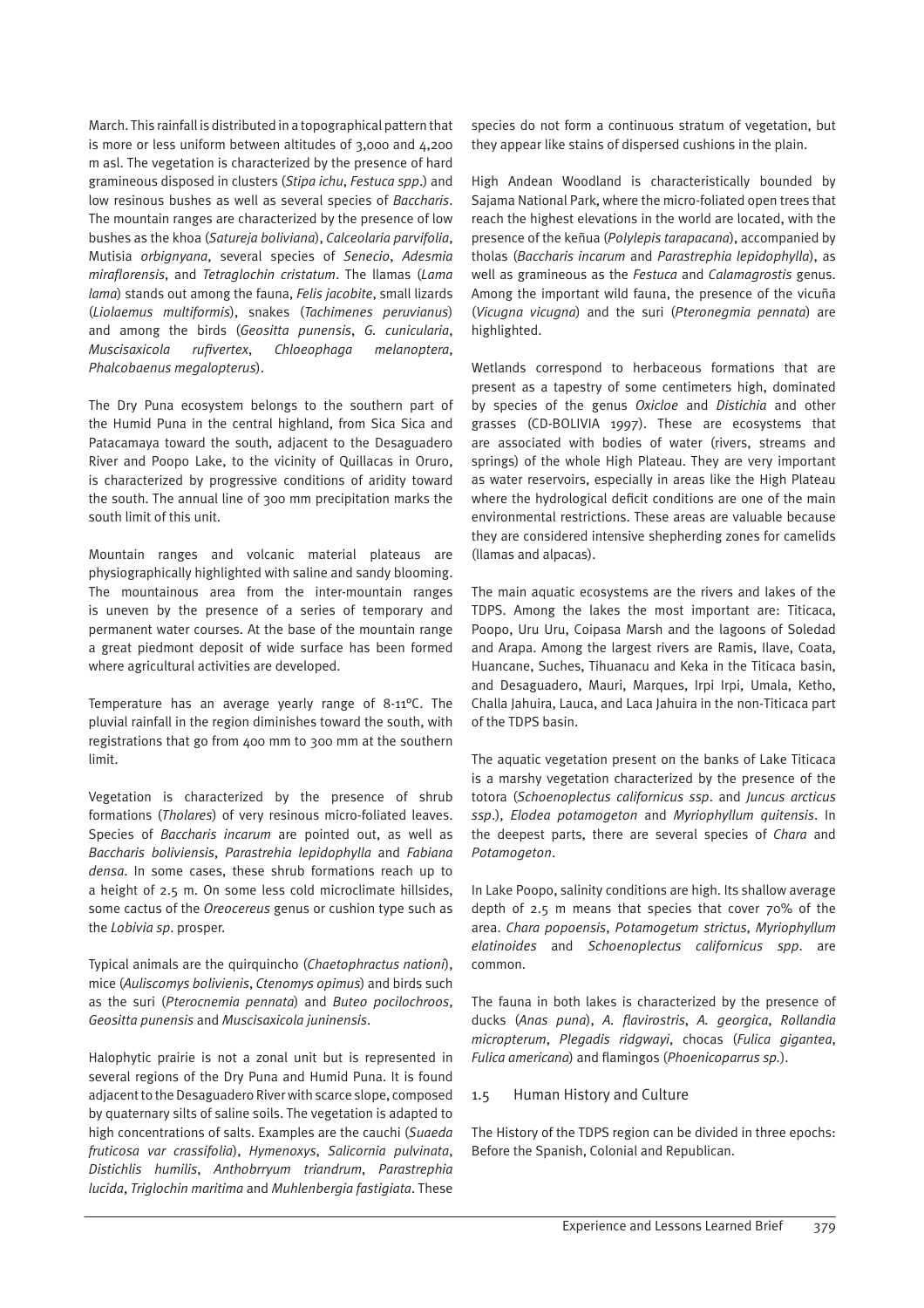March. This rainfall is distributed in a topographical pattern that is more or less uniform between altitudes of 3,000 and 4,200 m asl. The vegetation is characterized by the presence of hard gramineous disposed in clusters (*Stipa ichu*, *Festuca spp*.) and low resinous bushes as well as several species of *Baccharis*. The mountain ranges are characterized by the presence of low bushes as the khoa (*Satureja boliviana*), *Calceolaria parvifolia*, Mutisia *orbignyana*, several species of *Senecio*, *Adesmia miraflorensis*, and *Tetraglochin cristatum*. The llamas (*Lama lama*) stands out among the fauna, *Felis jacobite*, small lizards (*Liolaemus multiformis*), snakes (*Tachimenes peruvianus*) and among the birds (*Geositta punensis*, *G. cunicularia*, *Muscisaxicola rufivertex*, *Chloeophaga melanoptera*, *Phalcobaenus megalopterus*).

The Dry Puna ecosystem belongs to the southern part of the Humid Puna in the central highland, from Sica Sica and Patacamaya toward the south, adjacent to the Desaguadero River and Poopo Lake, to the vicinity of Quillacas in Oruro, is characterized by progressive conditions of aridity toward the south. The annual line of 300 mm precipitation marks the south limit of this unit.

Mountain ranges and volcanic material plateaus are physiographically highlighted with saline and sandy blooming. The mountainous area from the inter-mountain ranges is uneven by the presence of a series of temporary and permanent water courses. At the base of the mountain range a great piedmont deposit of wide surface has been formed where agricultural activities are developed.

Temperature has an average yearly range of 8-11ºC. The pluvial rainfall in the region diminishes toward the south, with registrations that go from 400 mm to 300 mm at the southern limit.

Vegetation is characterized by the presence of shrub formations (*Tholares*) of very resinous micro-foliated leaves. Species of *Baccharis incarum* are pointed out, as well as *Baccharis boliviensis*, *Parastrehia lepidophylla* and *Fabiana densa*. In some cases, these shrub formations reach up to a height of 2.5 m. On some less cold microclimate hillsides, some cactus of the *Oreocereus* genus or cushion type such as the *Lobivia sp*. prosper.

Typical animals are the quirquincho (*Chaetophractus nationi*), mice (*Auliscomys bolivienis*, *Ctenomys opimus*) and birds such as the suri (*Pterocnemia pennata*) and *Buteo pocilochroos*, *Geositta punensis* and *Muscisaxicola juninensis*.

Halophytic prairie is not a zonal unit but is represented in several regions of the Dry Puna and Humid Puna. It is found adjacent to the Desaguadero River with scarce slope, composed by quaternary silts of saline soils. The vegetation is adapted to high concentrations of salts. Examples are the cauchi (*Suaeda fruticosa var crassifolia*), *Hymenoxys*, *Salicornia pulvinata*, *Distichlis humilis*, *Anthobrryum triandrum*, *Parastrephia lucida*, *Triglochin maritima* and *Muhlenbergia fastigiata*. These species do not form a continuous stratum of vegetation, but they appear like stains of dispersed cushions in the plain.

High Andean Woodland is characteristically bounded by Sajama National Park, where the micro-foliated open trees that reach the highest elevations in the world are located, with the presence of the keñua (*Polylepis tarapacana*), accompanied by tholas (*Baccharis incarum* and *Parastrephia lepidophylla*), as well as gramineous as the *Festuca* and *Calamagrostis* genus. Among the important wild fauna, the presence of the vicuña (*Vicugna vicugna*) and the suri (*Pteronegmia pennata*) are highlighted.

Wetlands correspond to herbaceous formations that are present as a tapestry of some centimeters high, dominated by species of the genus *Oxicloe* and *Distichia* and other grasses (CD-BOLIVIA 1997). These are ecosystems that are associated with bodies of water (rivers, streams and springs) of the whole High Plateau. They are very important as water reservoirs, especially in areas like the High Plateau where the hydrological deficit conditions are one of the main environmental restrictions. These areas are valuable because they are considered intensive shepherding zones for camelids (llamas and alpacas).

The main aquatic ecosystems are the rivers and lakes of the TDPS. Among the lakes the most important are: Titicaca, Poopo, Uru Uru, Coipasa Marsh and the lagoons of Soledad and Arapa. Among the largest rivers are Ramis, Ilave, Coata, Huancane, Suches, Tihuanacu and Keka in the Titicaca basin, and Desaguadero, Mauri, Marques, Irpi Irpi, Umala, Ketho, Challa Jahuira, Lauca, and Laca Jahuira in the non-Titicaca part of the TDPS basin.

The aquatic vegetation present on the banks of Lake Titicaca is a marshy vegetation characterized by the presence of the totora (*Schoenoplectus californicus ssp*. and *Juncus arcticus ssp*.), *Elodea potamogeton* and *Myriophyllum quitensis*. In the deepest parts, there are several species of *Chara* and *Potamogeton*.

In Lake Poopo, salinity conditions are high. Its shallow average depth of 2.5 m means that species that cover 70% of the area. *Chara popoensis*, *Potamogetum strictus*, *Myriophyllum elatinoides* and *Schoenoplectus californicus spp*. are common.

The fauna in both lakes is characterized by the presence of ducks (*Anas puna*), *A. flavirostris*, *A. georgica*, *Rollandia micropterum*, *Plegadis ridgwayi*, chocas (*Fulica gigantea*, *Fulica americana*) and flamingos (*Phoenicoparrus sp*.).

### 1.5 Human History and Culture

The History of the TDPS region can be divided in three epochs: Before the Spanish, Colonial and Republican.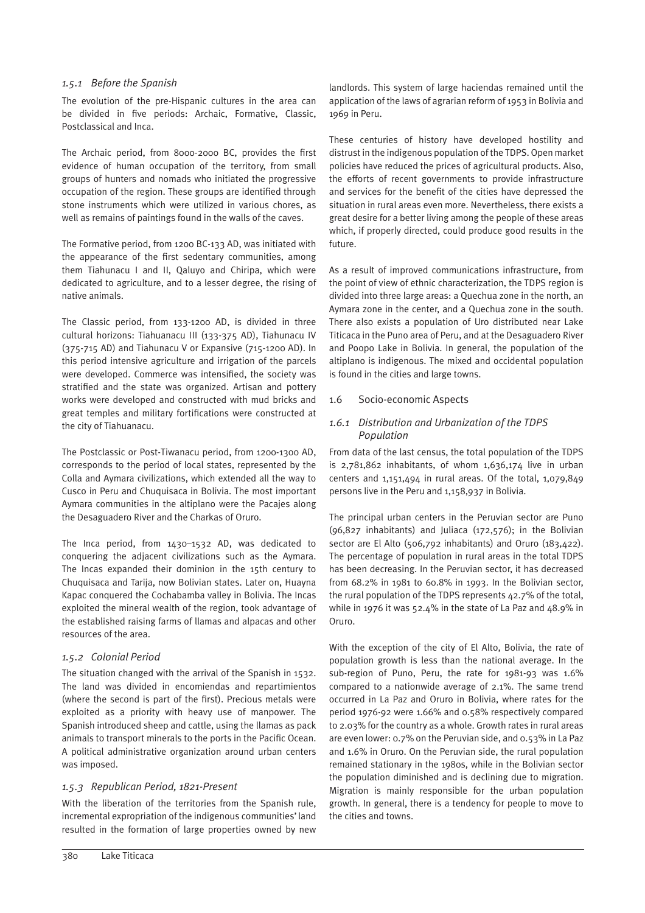### 1.5.1 *Before the Spanish*

The evolution of the pre-Hispanic cultures in the area can be divided in five periods: Archaic, Formative, Classic, Postclassical and Inca.

The Archaic period, from 8000-2000 BC, provides the first evidence of human occupation of the territory, from small groups of hunters and nomads who initiated the progressive occupation of the region. These groups are identified through stone instruments which were utilized in various chores, as well as remains of paintings found in the walls of the caves.

The Formative period, from 1200 BC-133 AD, was initiated with the appearance of the first sedentary communities, among them Tiahunacu I and II, Qaluyo and Chiripa, which were dedicated to agriculture, and to a lesser degree, the rising of native animals.

The Classic period, from 133-1200 AD, is divided in three cultural horizons: Tiahuanacu III (133-375 AD), Tiahunacu IV (375-715 AD) and Tiahunacu V or Expansive (715-1200 AD). In this period intensive agriculture and irrigation of the parcels were developed. Commerce was intensified, the society was stratified and the state was organized. Artisan and pottery works were developed and constructed with mud bricks and great temples and military fortifications were constructed at the city of Tiahuanacu.

The Postclassic or Post-Tiwanacu period, from 1200-1300 AD, corresponds to the period of local states, represented by the Colla and Aymara civilizations, which extended all the way to Cusco in Peru and Chuquisaca in Bolivia. The most important Aymara communities in the altiplano were the Pacajes along the Desaguadero River and the Charkas of Oruro.

The Inca period, from 1430–1532 AD, was dedicated to conquering the adjacent civilizations such as the Aymara. The Incas expanded their dominion in the 15th century to Chuquisaca and Tarija, now Bolivian states. Later on, Huayna Kapac conquered the Cochabamba valley in Bolivia. The Incas exploited the mineral wealth of the region, took advantage of the established raising farms of llamas and alpacas and other resources of the area.

### 1.5.2 *Colonial Period*

The situation changed with the arrival of the Spanish in 1532. The land was divided in encomiendas and repartimientos (where the second is part of the first). Precious metals were exploited as a priority with heavy use of manpower. The Spanish introduced sheep and cattle, using the llamas as pack animals to transport minerals to the ports in the Pacific Ocean. A political administrative organization around urban centers was imposed.

### 1.5.3 *Republican Period, 1821-Present*

With the liberation of the territories from the Spanish rule, incremental expropriation of the indigenous communities' land resulted in the formation of large properties owned by new landlords. This system of large haciendas remained until the application of the laws of agrarian reform of 1953 in Bolivia and 1969 in Peru.

These centuries of history have developed hostility and distrust in the indigenous population of the TDPS. Open market policies have reduced the prices of agricultural products. Also, the efforts of recent governments to provide infrastructure and services for the benefit of the cities have depressed the situation in rural areas even more. Nevertheless, there exists a great desire for a better living among the people of these areas which, if properly directed, could produce good results in the future.

As a result of improved communications infrastructure, from the point of view of ethnic characterization, the TDPS region is divided into three large areas: a Quechua zone in the north, an Aymara zone in the center, and a Quechua zone in the south. There also exists a population of Uro distributed near Lake Titicaca in the Puno area of Peru, and at the Desaguadero River and Poopo Lake in Bolivia. In general, the population of the altiplano is indigenous. The mixed and occidental population is found in the cities and large towns.

## 1.6 Socio-economic Aspects

### 1.6.1 *Distribution and Urbanization of the TDPS Population*

From data of the last census, the total population of the TDPS is 2,781,862 inhabitants, of whom 1,636,174 live in urban centers and 1,151,494 in rural areas. Of the total, 1,079,849 persons live in the Peru and 1,158,937 in Bolivia.

The principal urban centers in the Peruvian sector are Puno (96,827 inhabitants) and Juliaca (172,576); in the Bolivian sector are El Alto (506,792 inhabitants) and Oruro (183,422). The percentage of population in rural areas in the total TDPS has been decreasing. In the Peruvian sector, it has decreased from 68.2% in 1981 to 60.8% in 1993. In the Bolivian sector, the rural population of the TDPS represents 42.7% of the total, while in 1976 it was 52.4% in the state of La Paz and 48.9% in Oruro.

With the exception of the city of El Alto, Bolivia, the rate of population growth is less than the national average. In the sub-region of Puno, Peru, the rate for 1981-93 was 1.6% compared to a nationwide average of 2.1%. The same trend occurred in La Paz and Oruro in Bolivia, where rates for the period 1976-92 were 1.66% and 0.58% respectively compared to 2.03% for the country as a whole. Growth rates in rural areas are even lower: 0.7% on the Peruvian side, and 0.53% in La Paz and 1.6% in Oruro. On the Peruvian side, the rural population remained stationary in the 1980s, while in the Bolivian sector the population diminished and is declining due to migration. Migration is mainly responsible for the urban population growth. In general, there is a tendency for people to move to the cities and towns.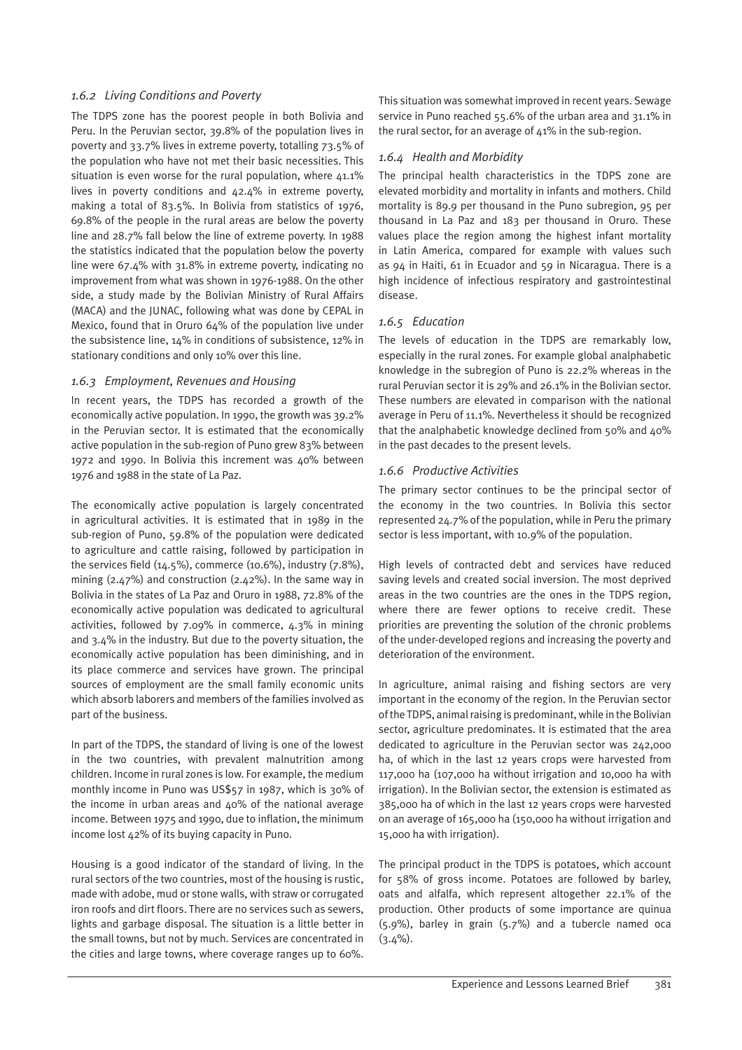### *1.6.2 Living Conditions and Poverty*

The TDPS zone has the poorest people in both Bolivia and Peru. In the Peruvian sector, 39.8% of the population lives in poverty and 33.7% lives in extreme poverty, totalling 73.5% of the population who have not met their basic necessities. This situation is even worse for the rural population, where 41.1% lives in poverty conditions and 42.4% in extreme poverty, making a total of 83.5%. In Bolivia from statistics of 1976, 69.8% of the people in the rural areas are below the poverty line and 28.7% fall below the line of extreme poverty. In 1988 the statistics indicated that the population below the poverty line were 67.4% with 31.8% in extreme poverty, indicating no improvement from what was shown in 1976-1988. On the other side, a study made by the Bolivian Ministry of Rural Affairs (MACA) and the JUNAC, following what was done by CEPAL in Mexico, found that in Oruro 64% of the population live under the subsistence line, 14% in conditions of subsistence, 12% in stationary conditions and only 10% over this line.

### *1.6.3 Employment, Revenues and Housing*

In recent years, the TDPS has recorded a growth of the economically active population. In 1990, the growth was 39.2% in the Peruvian sector. It is estimated that the economically active population in the sub-region of Puno grew 83% between 1972 and 1990. In Bolivia this increment was 40% between 1976 and 1988 in the state of La Paz.

The economically active population is largely concentrated in agricultural activities. It is estimated that in 1989 in the sub-region of Puno, 59.8% of the population were dedicated to agriculture and cattle raising, followed by participation in the services field (14.5%), commerce (10.6%), industry (7.8%), mining (2.47%) and construction (2.42%). In the same way in Bolivia in the states of La Paz and Oruro in 1988, 72.8% of the economically active population was dedicated to agricultural activities, followed by 7.09% in commerce, 4.3% in mining and 3.4% in the industry. But due to the poverty situation, the economically active population has been diminishing, and in its place commerce and services have grown. The principal sources of employment are the small family economic units which absorb laborers and members of the families involved as part of the business.

In part of the TDPS, the standard of living is one of the lowest in the two countries, with prevalent malnutrition among children. Income in rural zones is low. For example, the medium monthly income in Puno was US$57 in 1987, which is 30% of the income in urban areas and 40% of the national average income. Between 1975 and 1990, due to inflation, the minimum income lost 42% of its buying capacity in Puno.

Housing is a good indicator of the standard of living. In the rural sectors of the two countries, most of the housing is rustic, made with adobe, mud or stone walls, with straw or corrugated iron roofs and dirt floors. There are no services such as sewers, lights and garbage disposal. The situation is a little better in the small towns, but not by much. Services are concentrated in the cities and large towns, where coverage ranges up to 60%. This situation was somewhat improved in recent years. Sewage service in Puno reached 55.6% of the urban area and 31.1% in the rural sector, for an average of 41% in the sub-region.

### *1.6.4 Health and Morbidity*

The principal health characteristics in the TDPS zone are elevated morbidity and mortality in infants and mothers. Child mortality is 89.9 per thousand in the Puno subregion, 95 per thousand in La Paz and 183 per thousand in Oruro. These values place the region among the highest infant mortality in Latin America, compared for example with values such as 94 in Haiti, 61 in Ecuador and 59 in Nicaragua. There is a high incidence of infectious respiratory and gastrointestinal disease.

### *1.6.5 Education*

The levels of education in the TDPS are remarkably low, especially in the rural zones. For example global analphabetic knowledge in the subregion of Puno is 22.2% whereas in the rural Peruvian sector it is 29% and 26.1% in the Bolivian sector. These numbers are elevated in comparison with the national average in Peru of 11.1%. Nevertheless it should be recognized that the analphabetic knowledge declined from 50% and 40% in the past decades to the present levels.

### *1.6.6 Productive Activities*

The primary sector continues to be the principal sector of the economy in the two countries. In Bolivia this sector represented 24.7% of the population, while in Peru the primary sector is less important, with 10.9% of the population.

High levels of contracted debt and services have reduced saving levels and created social inversion. The most deprived areas in the two countries are the ones in the TDPS region, where there are fewer options to receive credit. These priorities are preventing the solution of the chronic problems of the under-developed regions and increasing the poverty and deterioration of the environment.

In agriculture, animal raising and fishing sectors are very important in the economy of the region. In the Peruvian sector of the TDPS, animal raising is predominant, while in the Bolivian sector, agriculture predominates. It is estimated that the area dedicated to agriculture in the Peruvian sector was 242,000 ha, of which in the last 12 years crops were harvested from 117,000 ha (107,000 ha without irrigation and 10,000 ha with irrigation). In the Bolivian sector, the extension is estimated as 385,000 ha of which in the last 12 years crops were harvested on an average of 165,000 ha (150,000 ha without irrigation and 15,000 ha with irrigation).

The principal product in the TDPS is potatoes, which account for 58% of gross income. Potatoes are followed by barley, oats and alfalfa, which represent altogether 22.1% of the production. Other products of some importance are quinua (5.9%), barley in grain (5.7%) and a tubercle named oca (3.4%).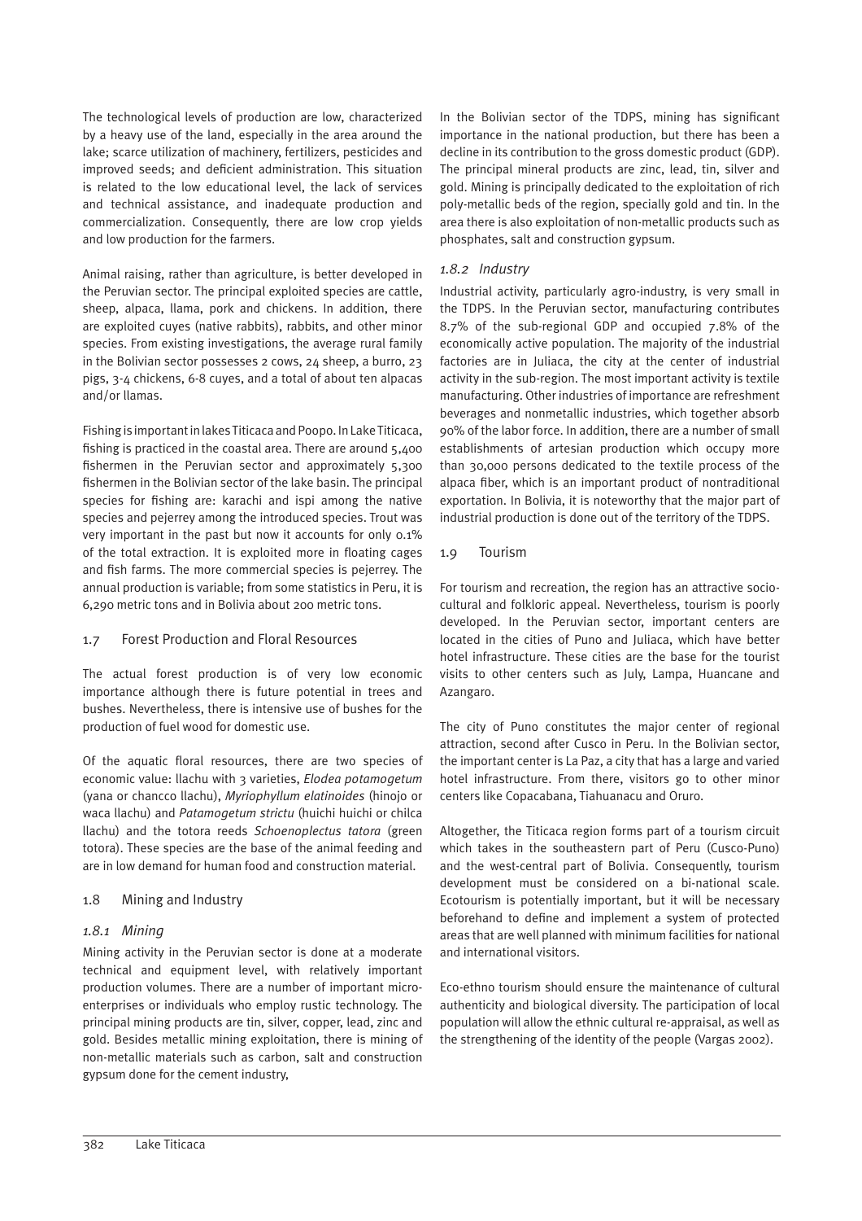The technological levels of production are low, characterized by a heavy use of the land, especially in the area around the lake; scarce utilization of machinery, fertilizers, pesticides and improved seeds; and deficient administration. This situation is related to the low educational level, the lack of services and technical assistance, and inadequate production and commercialization. Consequently, there are low crop yields and low production for the farmers.

Animal raising, rather than agriculture, is better developed in the Peruvian sector. The principal exploited species are cattle, sheep, alpaca, llama, pork and chickens. In addition, there are exploited cuyes (native rabbits), rabbits, and other minor species. From existing investigations, the average rural family in the Bolivian sector possesses 2 cows, 24 sheep, a burro, 23 pigs, 3-4 chickens, 6-8 cuyes, and a total of about ten alpacas and/or llamas.

Fishing is important in lakes Titicaca and Poopo. In Lake Titicaca, fishing is practiced in the coastal area. There are around 5,400 fishermen in the Peruvian sector and approximately 5,300 fishermen in the Bolivian sector of the lake basin. The principal species for fishing are: karachi and ispi among the native species and pejerrey among the introduced species. Trout was very important in the past but now it accounts for only 0.1% of the total extraction. It is exploited more in floating cages and fish farms. The more commercial species is pejerrey. The annual production is variable; from some statistics in Peru, it is 6,290 metric tons and in Bolivia about 200 metric tons.

## 1.7 Forest Production and Floral Resources

The actual forest production is of very low economic importance although there is future potential in trees and bushes. Nevertheless, there is intensive use of bushes for the production of fuel wood for domestic use.

Of the aquatic floral resources, there are two species of economic value: llachu with 3 varieties, *Elodea potamogetum* (yana or chancco llachu), *Myriophyllum elatinoides* (hinojo or waca llachu) and *Patamogetum strictu* (huichi huichi or chilca llachu) and the totora reeds *Schoenoplectus tatora* (green totora). These species are the base of the animal feeding and are in low demand for human food and construction material.

## 1.8 Mining and Industry

### *1.8.1 Mining*

Mining activity in the Peruvian sector is done at a moderate technical and equipment level, with relatively important production volumes. There are a number of important micro-enterprises or individuals who employ rustic technology. The principal mining products are tin, silver, copper, lead, zinc and gold. Besides metallic mining exploitation, there is mining of non-metallic materials such as carbon, salt and construction gypsum done for the cement industry,

In the Bolivian sector of the TDPS, mining has significant importance in the national production, but there has been a decline in its contribution to the gross domestic product (GDP). The principal mineral products are zinc, lead, tin, silver and gold. Mining is principally dedicated to the exploitation of rich poly-metallic beds of the region, specially gold and tin. In the area there is also exploitation of non-metallic products such as phosphates, salt and construction gypsum.

### *1.8.2 Industry*

Industrial activity, particularly agro-industry, is very small in the TDPS. In the Peruvian sector, manufacturing contributes 8.7% of the sub-regional GDP and occupied 7.8% of the economically active population. The majority of the industrial factories are in Juliaca, the city at the center of industrial activity in the sub-region. The most important activity is textile manufacturing. Other industries of importance are refreshment beverages and nonmetallic industries, which together absorb 90% of the labor force. In addition, there are a number of small establishments of artesian production which occupy more than 30,000 persons dedicated to the textile process of the alpaca fiber, which is an important product of nontraditional exportation. In Bolivia, it is noteworthy that the major part of industrial production is done out of the territory of the TDPS.

## 1.9 Tourism

For tourism and recreation, the region has an attractive socio-cultural and folkloric appeal. Nevertheless, tourism is poorly developed. In the Peruvian sector, important centers are located in the cities of Puno and Juliaca, which have better hotel infrastructure. These cities are the base for the tourist visits to other centers such as July, Lampa, Huancane and Azangaro.

The city of Puno constitutes the major center of regional attraction, second after Cusco in Peru. In the Bolivian sector, the important center is La Paz, a city that has a large and varied hotel infrastructure. From there, visitors go to other minor centers like Copacabana, Tiahuanacu and Oruro.

Altogether, the Titicaca region forms part of a tourism circuit which takes in the southeastern part of Peru (Cusco-Puno) and the west-central part of Bolivia. Consequently, tourism development must be considered on a bi-national scale. Ecotourism is potentially important, but it will be necessary beforehand to define and implement a system of protected areas that are well planned with minimum facilities for national and international visitors.

Eco-ethno tourism should ensure the maintenance of cultural authenticity and biological diversity. The participation of local population will allow the ethnic cultural re-appraisal, as well as the strengthening of the identity of the people (Vargas 2002).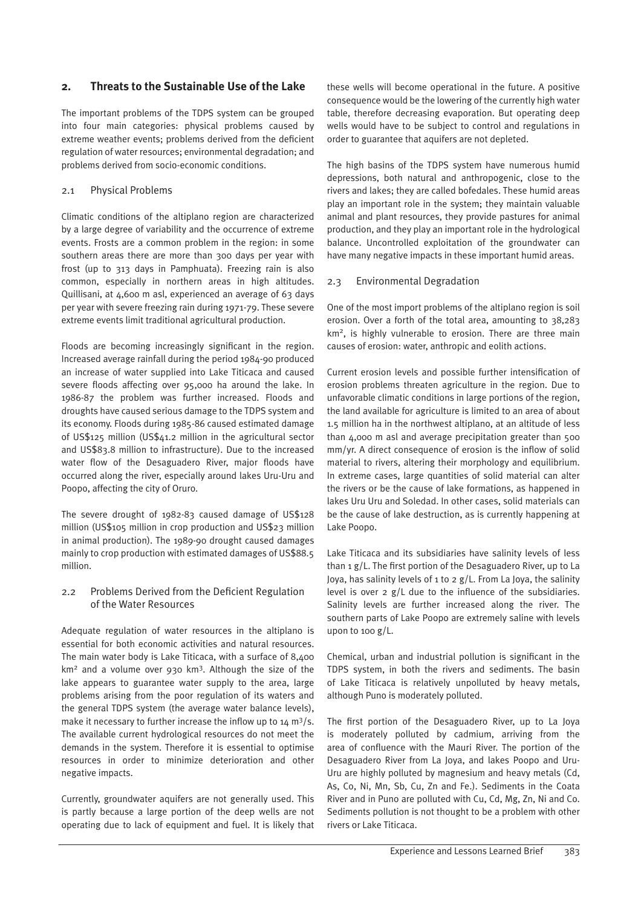## 2. Threats to the Sustainable Use of the Lake

The important problems of the TDPS system can be grouped into four main categories: physical problems caused by extreme weather events; problems derived from the deficient regulation of water resources; environmental degradation; and problems derived from socio-economic conditions.

### 2.1 Physical Problems

Climatic conditions of the altiplano region are characterized by a large degree of variability and the occurrence of extreme events. Frosts are a common problem in the region: in some southern areas there are more than 300 days per year with frost (up to 313 days in Pamphuata). Freezing rain is also common, especially in northern areas in high altitudes. Quillisani, at 4,600 m asl, experienced an average of 63 days per year with severe freezing rain during 1971-79. These severe extreme events limit traditional agricultural production.

Floods are becoming increasingly significant in the region. Increased average rainfall during the period 1984-90 produced an increase of water supplied into Lake Titicaca and caused severe floods affecting over 95,000 ha around the lake. In 1986-87 the problem was further increased. Floods and droughts have caused serious damage to the TDPS system and its economy. Floods during 1985-86 caused estimated damage of US$125 million (US$41.2 million in the agricultural sector and US$83.8 million to infrastructure). Due to the increased water flow of the Desaguadero River, major floods have occurred along the river, especially around lakes Uru-Uru and Poopo, affecting the city of Oruro.

The severe drought of 1982-83 caused damage of US$128 million (US$105 million in crop production and US$23 million in animal production). The 1989-90 drought caused damages mainly to crop production with estimated damages of US$88.5 million.

### 2.2 Problems Derived from the Deficient Regulation of the Water Resources

Adequate regulation of water resources in the altiplano is essential for both economic activities and natural resources. The main water body is Lake Titicaca, with a surface of 8,400 km² and a volume over 930 km³. Although the size of the lake appears to guarantee water supply to the area, large problems arising from the poor regulation of its waters and the general TDPS system (the average water balance levels), make it necessary to further increase the inflow up to 14 m³/s. The available current hydrological resources do not meet the demands in the system. Therefore it is essential to optimise resources in order to minimize deterioration and other negative impacts.

Currently, groundwater aquifers are not generally used. This is partly because a large portion of the deep wells are not operating due to lack of equipment and fuel. It is likely that these wells will become operational in the future. A positive consequence would be the lowering of the currently high water table, therefore decreasing evaporation. But operating deep wells would have to be subject to control and regulations in order to guarantee that aquifers are not depleted.

The high basins of the TDPS system have numerous humid depressions, both natural and anthropogenic, close to the rivers and lakes; they are called bofedales. These humid areas play an important role in the system; they maintain valuable animal and plant resources, they provide pastures for animal production, and they play an important role in the hydrological balance. Uncontrolled exploitation of the groundwater can have many negative impacts in these important humid areas.

### 2.3 Environmental Degradation

One of the most import problems of the altiplano region is soil erosion. Over a forth of the total area, amounting to 38,283 km², is highly vulnerable to erosion. There are three main causes of erosion: water, anthropic and eolith actions.

Current erosion levels and possible further intensification of erosion problems threaten agriculture in the region. Due to unfavorable climatic conditions in large portions of the region, the land available for agriculture is limited to an area of about 1.5 million ha in the northwest altiplano, at an altitude of less than 4,000 m asl and average precipitation greater than 500 mm/yr. A direct consequence of erosion is the inflow of solid material to rivers, altering their morphology and equilibrium. In extreme cases, large quantities of solid material can alter the rivers or be the cause of lake formations, as happened in lakes Uru Uru and Soledad. In other cases, solid materials can be the cause of lake destruction, as is currently happening at Lake Poopo.

Lake Titicaca and its subsidiaries have salinity levels of less than 1 g/L. The first portion of the Desaguadero River, up to La Joya, has salinity levels of 1 to 2 g/L. From La Joya, the salinity level is over 2 g/L due to the influence of the subsidiaries. Salinity levels are further increased along the river. The southern parts of Lake Poopo are extremely saline with levels upon to 100 g/L.

Chemical, urban and industrial pollution is significant in the TDPS system, in both the rivers and sediments. The basin of Lake Titicaca is relatively unpolluted by heavy metals, although Puno is moderately polluted.

The first portion of the Desaguadero River, up to La Joya is moderately polluted by cadmium, arriving from the area of confluence with the Mauri River. The portion of the Desaguadero River from La Joya, and lakes Poopo and Uru-Uru are highly polluted by magnesium and heavy metals (Cd, As, Co, Ni, Mn, Sb, Cu, Zn and Fe.). Sediments in the Coata River and in Puno are polluted with Cu, Cd, Mg, Zn, Ni and Co. Sediments pollution is not thought to be a problem with other rivers or Lake Titicaca.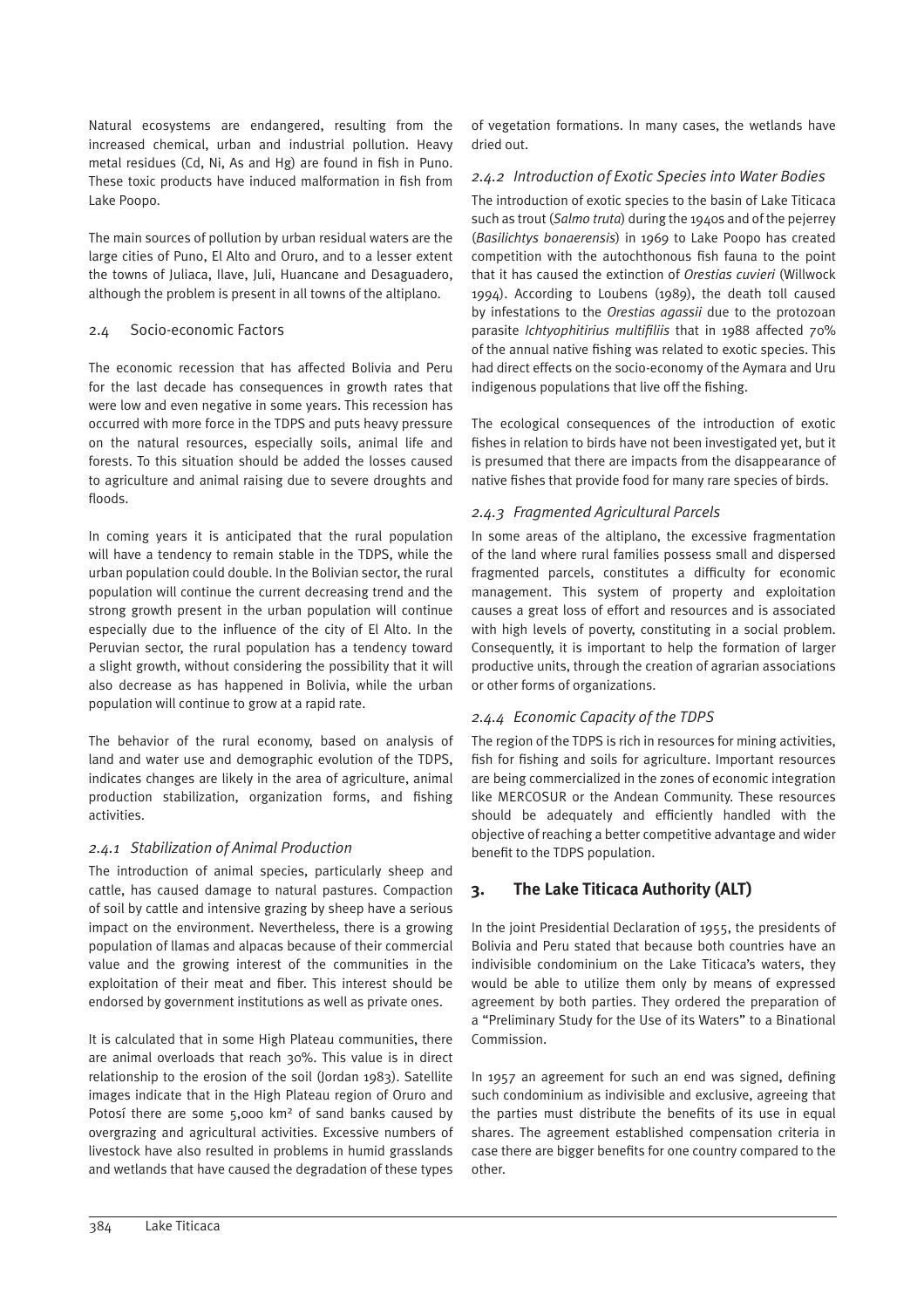Natural ecosystems are endangered, resulting from the increased chemical, urban and industrial pollution. Heavy metal residues (Cd, Ni, As and Hg) are found in fish in Puno. These toxic products have induced malformation in fish from Lake Poopo.

The main sources of pollution by urban residual waters are the large cities of Puno, El Alto and Oruro, and to a lesser extent the towns of Juliaca, Ilave, Juli, Huancane and Desaguadero, although the problem is present in all towns of the altiplano.

### 2.4 Socio-economic Factors

The economic recession that has affected Bolivia and Peru for the last decade has consequences in growth rates that were low and even negative in some years. This recession has occurred with more force in the TDPS and puts heavy pressure on the natural resources, especially soils, animal life and forests. To this situation should be added the losses caused to agriculture and animal raising due to severe droughts and floods.

In coming years it is anticipated that the rural population will have a tendency to remain stable in the TDPS, while the urban population could double. In the Bolivian sector, the rural population will continue the current decreasing trend and the strong growth present in the urban population will continue especially due to the influence of the city of El Alto. In the Peruvian sector, the rural population has a tendency toward a slight growth, without considering the possibility that it will also decrease as has happened in Bolivia, while the urban population will continue to grow at a rapid rate.

The behavior of the rural economy, based on analysis of land and water use and demographic evolution of the TDPS, indicates changes are likely in the area of agriculture, animal production stabilization, organization forms, and fishing activities.

#### *2.4.1 Stabilization of Animal Production*

The introduction of animal species, particularly sheep and cattle, has caused damage to natural pastures. Compaction of soil by cattle and intensive grazing by sheep have a serious impact on the environment. Nevertheless, there is a growing population of llamas and alpacas because of their commercial value and the growing interest of the communities in the exploitation of their meat and fiber. This interest should be endorsed by government institutions as well as private ones.

It is calculated that in some High Plateau communities, there are animal overloads that reach 30%. This value is in direct relationship to the erosion of the soil (Jordan 1983). Satellite images indicate that in the High Plateau region of Oruro and Potosí there are some 5,000 km² of sand banks caused by overgrazing and agricultural activities. Excessive numbers of livestock have also resulted in problems in humid grasslands and wetlands that have caused the degradation of these types of vegetation formations. In many cases, the wetlands have dried out.

#### *2.4.2 Introduction of Exotic Species into Water Bodies*

The introduction of exotic species to the basin of Lake Titicaca such as trout (*Salmo truta*) during the 1940s and of the pejerrey (*Basilichtys bonaerensis*) in 1969 to Lake Poopo has created competition with the autochthonous fish fauna to the point that it has caused the extinction of *Orestias cuvieri* (Willwock 1994). According to Loubens (1989), the death toll caused by infestations to the *Orestias agassii* due to the protozoan parasite *Ichtyophitirius multifiliis* that in 1988 affected 70% of the annual native fishing was related to exotic species. This had direct effects on the socio-economy of the Aymara and Uru indigenous populations that live off the fishing.

The ecological consequences of the introduction of exotic fishes in relation to birds have not been investigated yet, but it is presumed that there are impacts from the disappearance of native fishes that provide food for many rare species of birds.

#### *2.4.3 Fragmented Agricultural Parcels*

In some areas of the altiplano, the excessive fragmentation of the land where rural families possess small and dispersed fragmented parcels, constitutes a difficulty for economic management. This system of property and exploitation causes a great loss of effort and resources and is associated with high levels of poverty, constituting in a social problem. Consequently, it is important to help the formation of larger productive units, through the creation of agrarian associations or other forms of organizations.

#### *2.4.4 Economic Capacity of the TDPS*

The region of the TDPS is rich in resources for mining activities, fish for fishing and soils for agriculture. Important resources are being commercialized in the zones of economic integration like MERCOSUR or the Andean Community. These resources should be adequately and efficiently handled with the objective of reaching a better competitive advantage and wider benefit to the TDPS population.

## 3. The Lake Titicaca Authority (ALT)

In the joint Presidential Declaration of 1955, the presidents of Bolivia and Peru stated that because both countries have an indivisible condominium on the Lake Titicaca's waters, they would be able to utilize them only by means of expressed agreement by both parties. They ordered the preparation of a "Preliminary Study for the Use of its Waters" to a Binational Commission.

In 1957 an agreement for such an end was signed, defining such condominium as indivisible and exclusive, agreeing that the parties must distribute the benefits of its use in equal shares. The agreement established compensation criteria in case there are bigger benefits for one country compared to the other.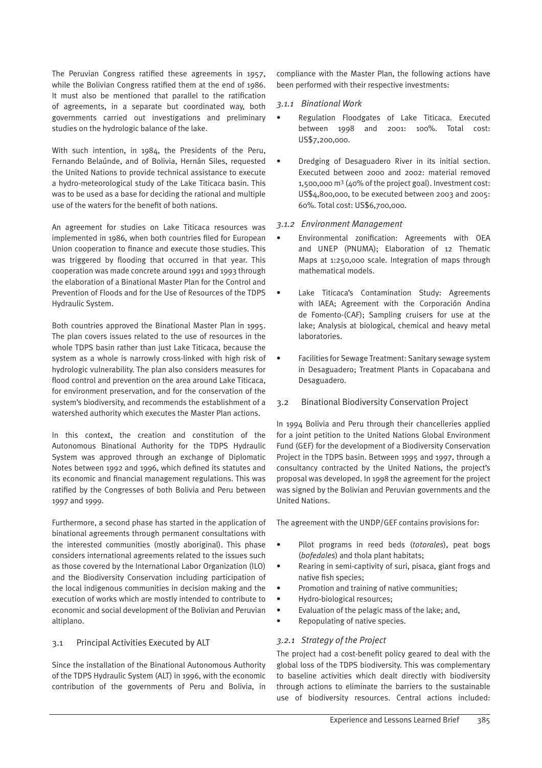The Peruvian Congress ratified these agreements in 1957, while the Bolivian Congress ratified them at the end of 1986. It must also be mentioned that parallel to the ratification of agreements, in a separate but coordinated way, both governments carried out investigations and preliminary studies on the hydrologic balance of the lake.

With such intention, in 1984, the Presidents of the Peru, Fernando Belaúnde, and of Bolivia, Hernán Siles, requested the United Nations to provide technical assistance to execute a hydro-meteorological study of the Lake Titicaca basin. This was to be used as a base for deciding the rational and multiple use of the waters for the benefit of both nations.

An agreement for studies on Lake Titicaca resources was implemented in 1986, when both countries filed for European Union cooperation to finance and execute those studies. This was triggered by flooding that occurred in that year. This cooperation was made concrete around 1991 and 1993 through the elaboration of a Binational Master Plan for the Control and Prevention of Floods and for the Use of Resources of the TDPS Hydraulic System.

Both countries approved the Binational Master Plan in 1995. The plan covers issues related to the use of resources in the whole TDPS basin rather than just Lake Titicaca, because the system as a whole is narrowly cross-linked with high risk of hydrologic vulnerability. The plan also considers measures for flood control and prevention on the area around Lake Titicaca, for environment preservation, and for the conservation of the system's biodiversity, and recommends the establishment of a watershed authority which executes the Master Plan actions.

In this context, the creation and constitution of the Autonomous Binational Authority for the TDPS Hydraulic System was approved through an exchange of Diplomatic Notes between 1992 and 1996, which defined its statutes and its economic and financial management regulations. This was ratified by the Congresses of both Bolivia and Peru between 1997 and 1999.

Furthermore, a second phase has started in the application of binational agreements through permanent consultations with the interested communities (mostly aboriginal). This phase considers international agreements related to the issues such as those covered by the International Labor Organization (ILO) and the Biodiversity Conservation including participation of the local indigenous communities in decision making and the execution of works which are mostly intended to contribute to economic and social development of the Bolivian and Peruvian altiplano.

## 3.1 Principal Activities Executed by ALT

Since the installation of the Binational Autonomous Authority of the TDPS Hydraulic System (ALT) in 1996, with the economic contribution of the governments of Peru and Bolivia, in compliance with the Master Plan, the following actions have been performed with their respective investments:

### *3.1.1 Binational Work*

- Regulation Floodgates of Lake Titicaca. Executed between 1998 and 2001: 100%. Total cost: US$7,200,000.
- Dredging of Desaguadero River in its initial section. Executed between 2000 and 2002: material removed 1,500,000 m$^3$ (40% of the project goal). Investment cost: US$4,800,000, to be executed between 2003 and 2005: 60%. Total cost: US$6,700,000.

### *3.1.2 Environment Management*

- Environmental zonification: Agreements with OEA and UNEP (PNUMA); Elaboration of 12 Thematic Maps at 1:250,000 scale. Integration of maps through mathematical models.
- Lake Titicaca's Contamination Study: Agreements with IAEA; Agreement with the Corporación Andina de Fomento-(CAF); Sampling cruisers for use at the lake; Analysis at biological, chemical and heavy metal laboratories.
- Facilities for Sewage Treatment: Sanitary sewage system in Desaguadero; Treatment Plants in Copacabana and Desaguadero.

## 3.2 Binational Biodiversity Conservation Project

In 1994 Bolivia and Peru through their chancelleries applied for a joint petition to the United Nations Global Environment Fund (GEF) for the development of a Biodiversity Conservation Project in the TDPS basin. Between 1995 and 1997, through a consultancy contracted by the United Nations, the project's proposal was developed. In 1998 the agreement for the project was signed by the Bolivian and Peruvian governments and the United Nations.

The agreement with the UNDP/GEF contains provisions for:

- Pilot programs in reed beds (*totorales*), peat bogs (*bofedales*) and thola plant habitats;
- Rearing in semi-captivity of suri, pisaca, giant frogs and native fish species;
- Promotion and training of native communities;
- Hydro-biological resources;
- Evaluation of the pelagic mass of the lake; and,
- Repopulating of native species.

### *3.2.1 Strategy of the Project*

The project had a cost-benefit policy geared to deal with the global loss of the TDPS biodiversity. This was complementary to baseline activities which dealt directly with biodiversity through actions to eliminate the barriers to the sustainable use of biodiversity resources. Central actions included: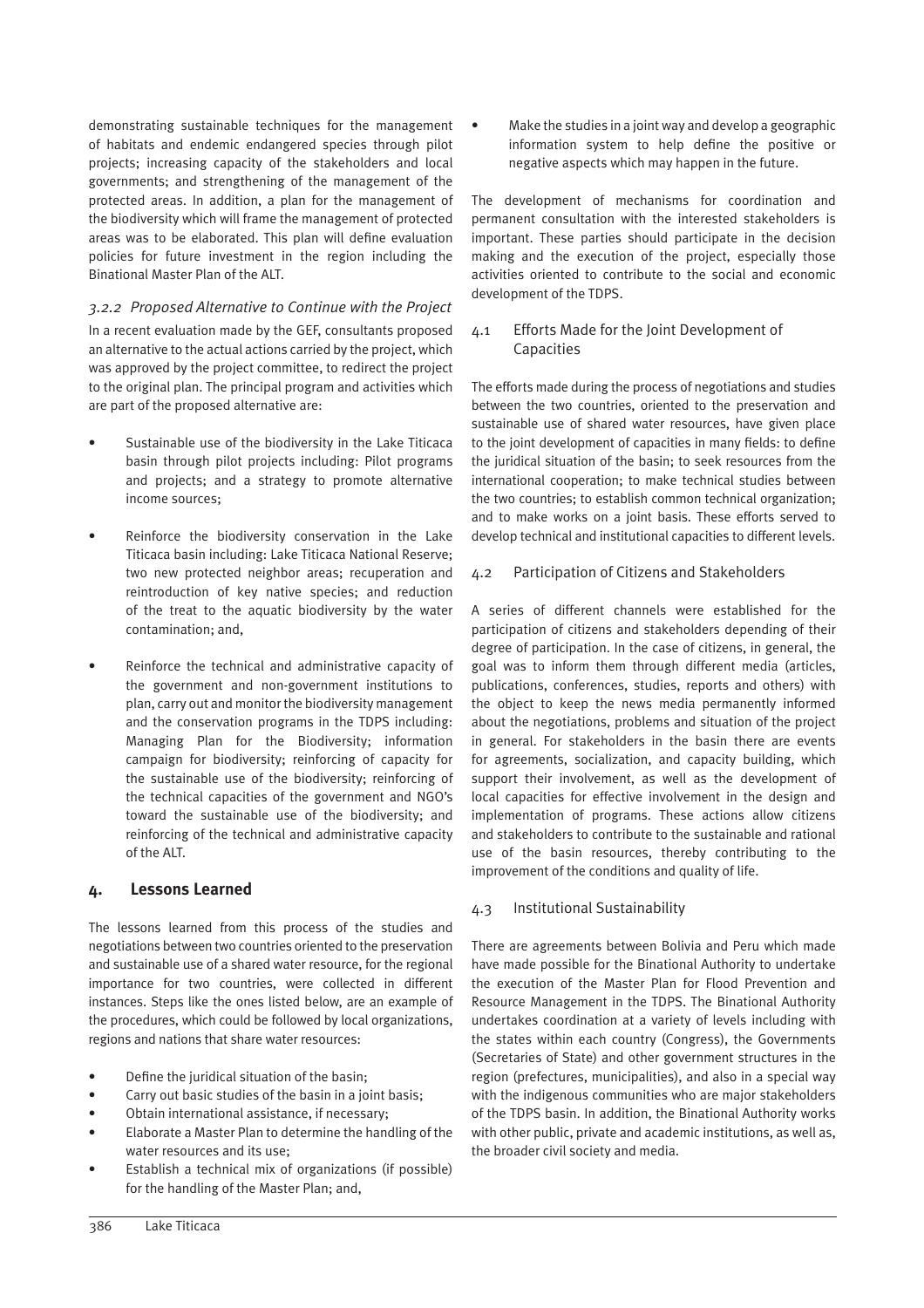demonstrating sustainable techniques for the management of habitats and endemic endangered species through pilot projects; increasing capacity of the stakeholders and local governments; and strengthening of the management of the protected areas. In addition, a plan for the management of the biodiversity which will frame the management of protected areas was to be elaborated. This plan will define evaluation policies for future investment in the region including the Binational Master Plan of the ALT.

### *3.2.2 Proposed Alternative to Continue with the Project*

In a recent evaluation made by the GEF, consultants proposed an alternative to the actual actions carried by the project, which was approved by the project committee, to redirect the project to the original plan. The principal program and activities which are part of the proposed alternative are:

- Sustainable use of the biodiversity in the Lake Titicaca basin through pilot projects including: Pilot programs and projects; and a strategy to promote alternative income sources;
- Reinforce the biodiversity conservation in the Lake Titicaca basin including: Lake Titicaca National Reserve; two new protected neighbor areas; recuperation and reintroduction of key native species; and reduction of the treat to the aquatic biodiversity by the water contamination; and,
- Reinforce the technical and administrative capacity of the government and non-government institutions to plan, carry out and monitor the biodiversity management and the conservation programs in the TDPS including: Managing Plan for the Biodiversity; information campaign for biodiversity; reinforcing of capacity for the sustainable use of the biodiversity; reinforcing of the technical capacities of the government and NGO's toward the sustainable use of the biodiversity; and reinforcing of the technical and administrative capacity of the ALT.

## 4. Lessons Learned

The lessons learned from this process of the studies and negotiations between two countries oriented to the preservation and sustainable use of a shared water resource, for the regional importance for two countries, were collected in different instances. Steps like the ones listed below, are an example of the procedures, which could be followed by local organizations, regions and nations that share water resources:

- Define the juridical situation of the basin;
- Carry out basic studies of the basin in a joint basis;
- Obtain international assistance, if necessary;
- Elaborate a Master Plan to determine the handling of the water resources and its use;
- Establish a technical mix of organizations (if possible) for the handling of the Master Plan; and,
- Make the studies in a joint way and develop a geographic information system to help define the positive or negative aspects which may happen in the future.

The development of mechanisms for coordination and permanent consultation with the interested stakeholders is important. These parties should participate in the decision making and the execution of the project, especially those activities oriented to contribute to the social and economic development of the TDPS.

### 4.1 Efforts Made for the Joint Development of Capacities

The efforts made during the process of negotiations and studies between the two countries, oriented to the preservation and sustainable use of shared water resources, have given place to the joint development of capacities in many fields: to define the juridical situation of the basin; to seek resources from the international cooperation; to make technical studies between the two countries; to establish common technical organization; and to make works on a joint basis. These efforts served to develop technical and institutional capacities to different levels.

### 4.2 Participation of Citizens and Stakeholders

A series of different channels were established for the participation of citizens and stakeholders depending of their degree of participation. In the case of citizens, in general, the goal was to inform them through different media (articles, publications, conferences, studies, reports and others) with the object to keep the news media permanently informed about the negotiations, problems and situation of the project in general. For stakeholders in the basin there are events for agreements, socialization, and capacity building, which support their involvement, as well as the development of local capacities for effective involvement in the design and implementation of programs. These actions allow citizens and stakeholders to contribute to the sustainable and rational use of the basin resources, thereby contributing to the improvement of the conditions and quality of life.

### 4.3 Institutional Sustainability

There are agreements between Bolivia and Peru which made have made possible for the Binational Authority to undertake the execution of the Master Plan for Flood Prevention and Resource Management in the TDPS. The Binational Authority undertakes coordination at a variety of levels including with the states within each country (Congress), the Governments (Secretaries of State) and other government structures in the region (prefectures, municipalities), and also in a special way with the indigenous communities who are major stakeholders of the TDPS basin. In addition, the Binational Authority works with other public, private and academic institutions, as well as, the broader civil society and media.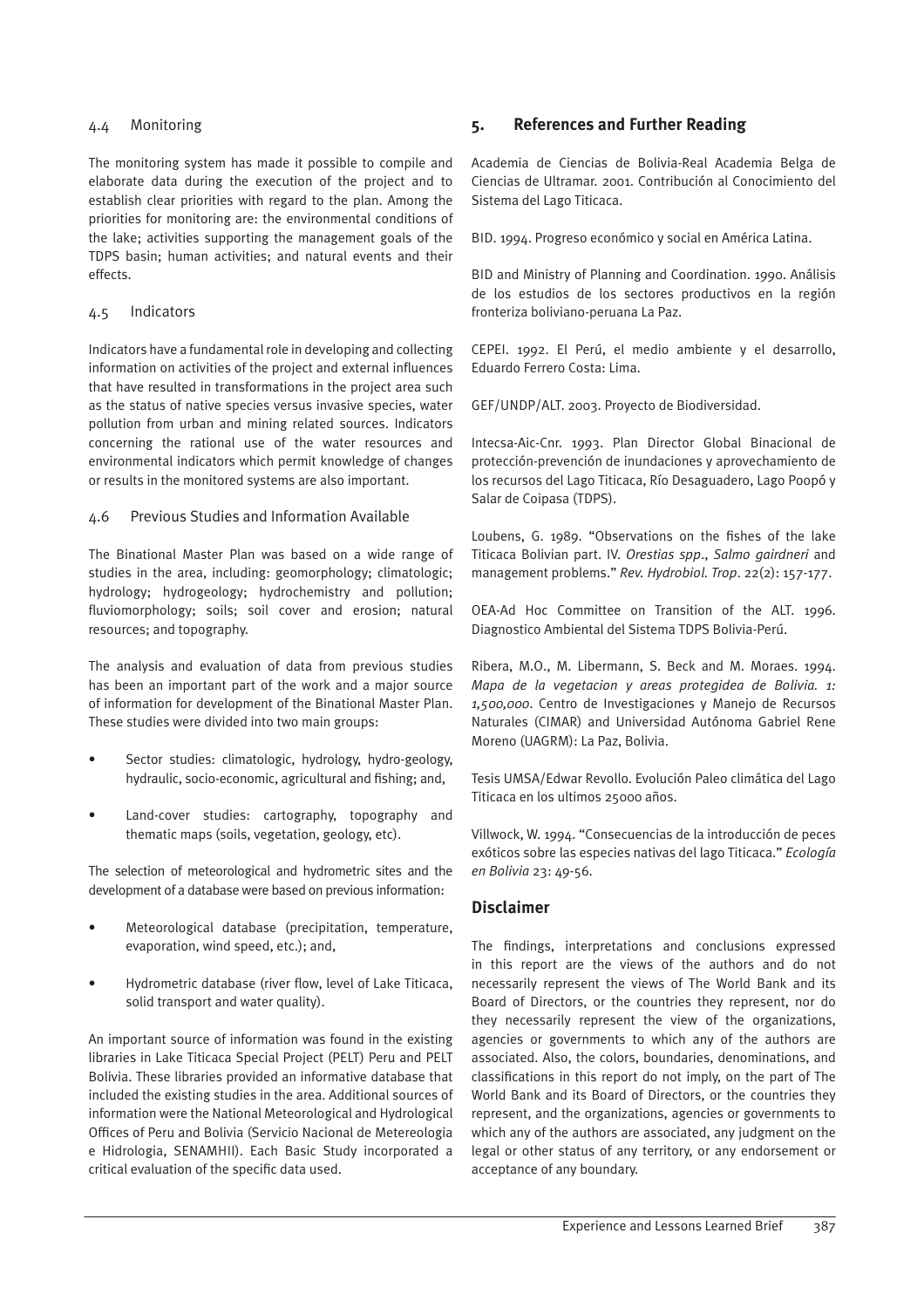### 4.4 Monitoring

The monitoring system has made it possible to compile and elaborate data during the execution of the project and to establish clear priorities with regard to the plan. Among the priorities for monitoring are: the environmental conditions of the lake; activities supporting the management goals of the TDPS basin; human activities; and natural events and their effects.

### 4.5 Indicators

Indicators have a fundamental role in developing and collecting information on activities of the project and external influences that have resulted in transformations in the project area such as the status of native species versus invasive species, water pollution from urban and mining related sources. Indicators concerning the rational use of the water resources and environmental indicators which permit knowledge of changes or results in the monitored systems are also important.

### 4.6 Previous Studies and Information Available

The Binational Master Plan was based on a wide range of studies in the area, including: geomorphology; climatologic; hydrology; hydrogeology; hydrochemistry and pollution; fluviomorphology; soils; soil cover and erosion; natural resources; and topography.

The analysis and evaluation of data from previous studies has been an important part of the work and a major source of information for development of the Binational Master Plan. These studies were divided into two main groups:

- Sector studies: climatologic, hydrology, hydro-geology, hydraulic, socio-economic, agricultural and fishing; and,
- Land-cover studies: cartography, topography and thematic maps (soils, vegetation, geology, etc).

The selection of meteorological and hydrometric sites and the development of a database were based on previous information:

- Meteorological database (precipitation, temperature, evaporation, wind speed, etc.); and,
- Hydrometric database (river flow, level of Lake Titicaca, solid transport and water quality).

An important source of information was found in the existing libraries in Lake Titicaca Special Project (PELT) Peru and PELT Bolivia. These libraries provided an informative database that included the existing studies in the area. Additional sources of information were the National Meteorological and Hydrological Offices of Peru and Bolivia (Servicio Nacional de Metereologia e Hidrologia, SENAMHI). Each Basic Study incorporated a critical evaluation of the specific data used.

## 5. References and Further Reading

Academia de Ciencias de Bolivia-Real Academia Belga de Ciencias de Ultramar. 2001. Contribución al Conocimiento del Sistema del Lago Titicaca.

BID. 1994. Progreso económico y social en América Latina.

BID and Ministry of Planning and Coordination. 1990. Análisis de los estudios de los sectores productivos en la región fronteriza boliviano-peruana La Paz.

CEPEI. 1992. El Perú, el medio ambiente y el desarrollo, Eduardo Ferrero Costa: Lima.

GEF/UNDP/ALT. 2003. Proyecto de Biodiversidad.

Intecsa-Aic-Cnr. 1993. Plan Director Global Binacional de protección-prevención de inundaciones y aprovechamiento de los recursos del Lago Titicaca, Río Desaguadero, Lago Poopó y Salar de Coipasa (TDPS).

Loubens, G. 1989. "Observations on the fishes of the lake Titicaca Bolivian part. IV. *Orestias spp*., *Salmo gairdneri* and management problems." *Rev. Hydrobiol. Trop*. 22(2): 157-177.

OEA-Ad Hoc Committee on Transition of the ALT. 1996. Diagnostico Ambiental del Sistema TDPS Bolivia-Perú.

Ribera, M.O., M. Libermann, S. Beck and M. Moraes. 1994. *Mapa de la vegetacion y areas protegidea de Bolivia. 1: 1,500,000*. Centro de Investigaciones y Manejo de Recursos Naturales (CIMAR) and Universidad Autónoma Gabriel Rene Moreno (UAGRM): La Paz, Bolivia.

Tesis UMSA/Edwar Revollo. Evolución Paleo climática del Lago Titicaca en los ultimos 25000 años.

Villwock, W. 1994. "Consecuencias de la introducción de peces exóticos sobre las especies nativas del lago Titicaca." *Ecología en Bolivia* 23: 49-56.

## Disclaimer

The findings, interpretations and conclusions expressed in this report are the views of the authors and do not necessarily represent the views of The World Bank and its Board of Directors, or the countries they represent, nor do they necessarily represent the view of the organizations, agencies or governments to which any of the authors are associated. Also, the colors, boundaries, denominations, and classifications in this report do not imply, on the part of The World Bank and its Board of Directors, or the countries they represent, and the organizations, agencies or governments to which any of the authors are associated, any judgment on the legal or other status of any territory, or any endorsement or acceptance of any boundary.